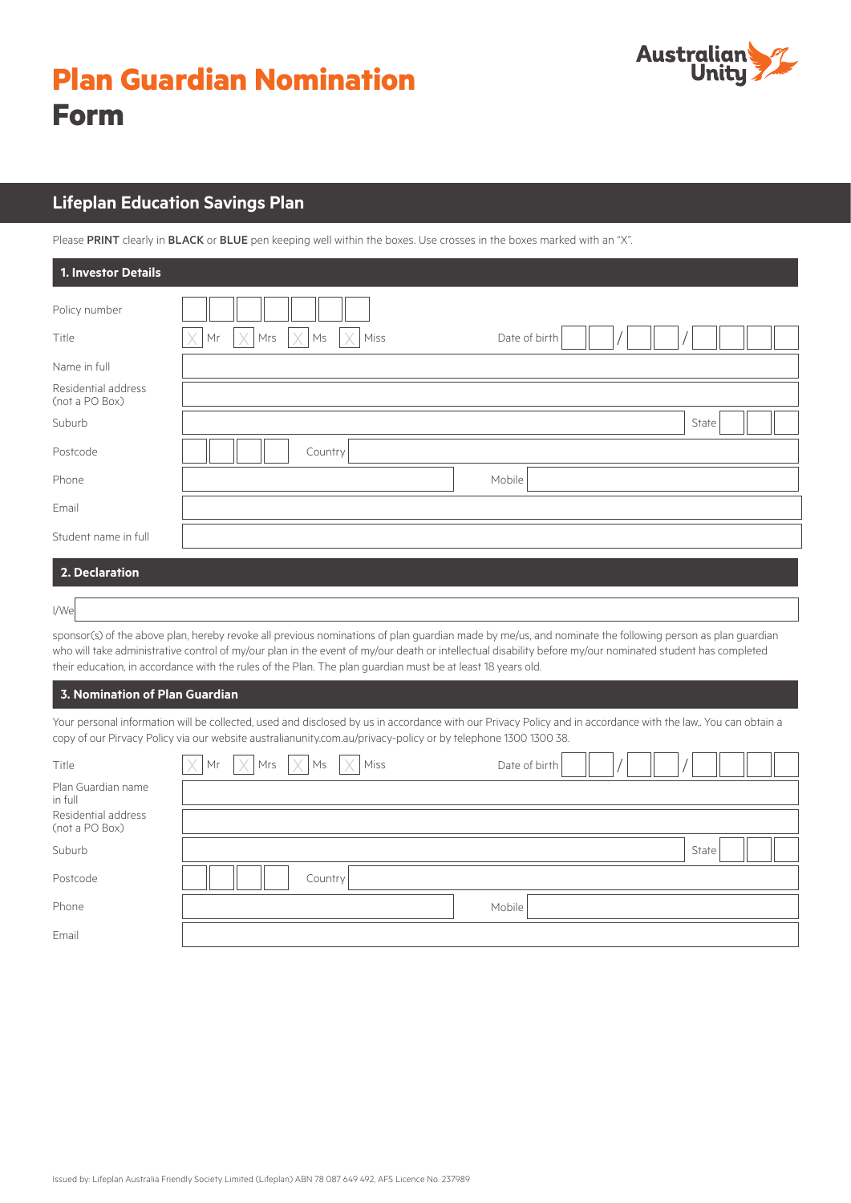# Plan Guardian Nomination Form

Australian Unity

## Lifeplan Education Savings Plan

Please **PRINT** clearly in **BLACK** or **BLUE** pen keeping well within the boxes. Use crosses in the boxes marked with an "X".

### 1. Investor Details

Policy number

Title ☐ Mr ☐ Mrs ☐ Ms ☐ Miss  Date of birth __ __ / __ __ / __ __ __ __

Name in full

Residential address (not a PO Box)

Suburb  State

Postcode  Country

Phone  Mobile

Email

Student name in full

### 2. Declaration

I/We

sponsor(s) of the above plan, hereby revoke all previous nominations of plan guardian made by me/us, and nominate the following person as plan guardian who will take administrative control of my/our plan in the event of my/our death or intellectual disability before my/our nominated student has completed their education, in accordance with the rules of the Plan. The plan guardian must be at least 18 years old.

### 3. Nomination of Plan Guardian

Your personal information will be collected, used and disclosed by us in accordance with our Privacy Policy and in accordance with the law,. You can obtain a copy of our Pirvacy Policy via our website australianunity.com.au/privacy-policy or by telephone 1300 1300 38.

Title ☐ Mr ☐ Mrs ☐ Ms ☐ Miss  Date of birth __ __ / __ __ / __ __ __ __

Plan Guardian name in full

Residential address (not a PO Box)

Suburb  State

Postcode  Country

Phone  Mobile

Email

Issued by: Lifeplan Australia Friendly Society Limited (Lifeplan) ABN 78 087 649 492, AFS Licence No. 237989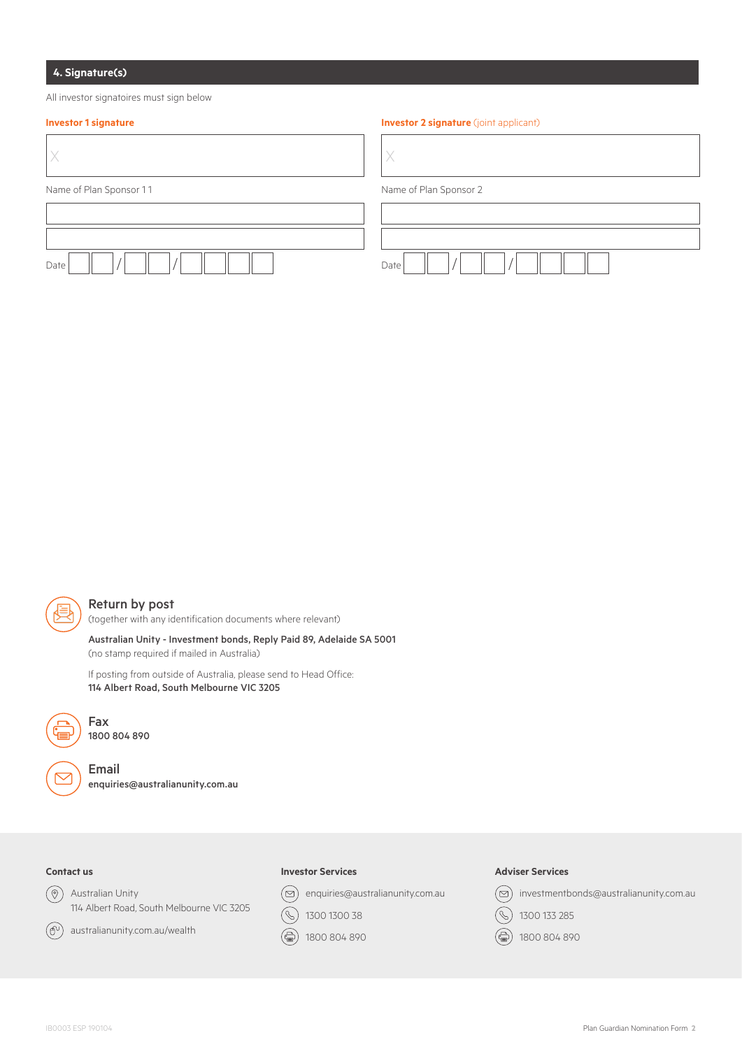## 4. Signature(s)

All investor signatoires must sign below

**Investor 1 signature**

X

Name of Plan Sponsor 1 1

Date ___ ___ / ___ ___ / ___ ___ ___ ___

**Investor 2 signature** (joint applicant)

X

Name of Plan Sponsor 2

Date ___ ___ / ___ ___ / ___ ___ ___ ___

### Return by post

(together with any identification documents where relevant)

**Australian Unity - Investment bonds, Reply Paid 89, Adelaide SA 5001**
(no stamp required if mailed in Australia)

If posting from outside of Australia, please send to Head Office:
**114 Albert Road, South Melbourne VIC 3205**

### Fax

**1800 804 890**

### Email

**enquiries@australianunity.com.au**

**Contact us**

Australian Unity
114 Albert Road, South Melbourne VIC 3205

australianunity.com.au/wealth

**Investor Services**

enquiries@australianunity.com.au

1300 1300 38

1800 804 890

**Adviser Services**

investmentbonds@australianunity.com.au

1300 133 285

1800 804 890

IB0003 ESP 190104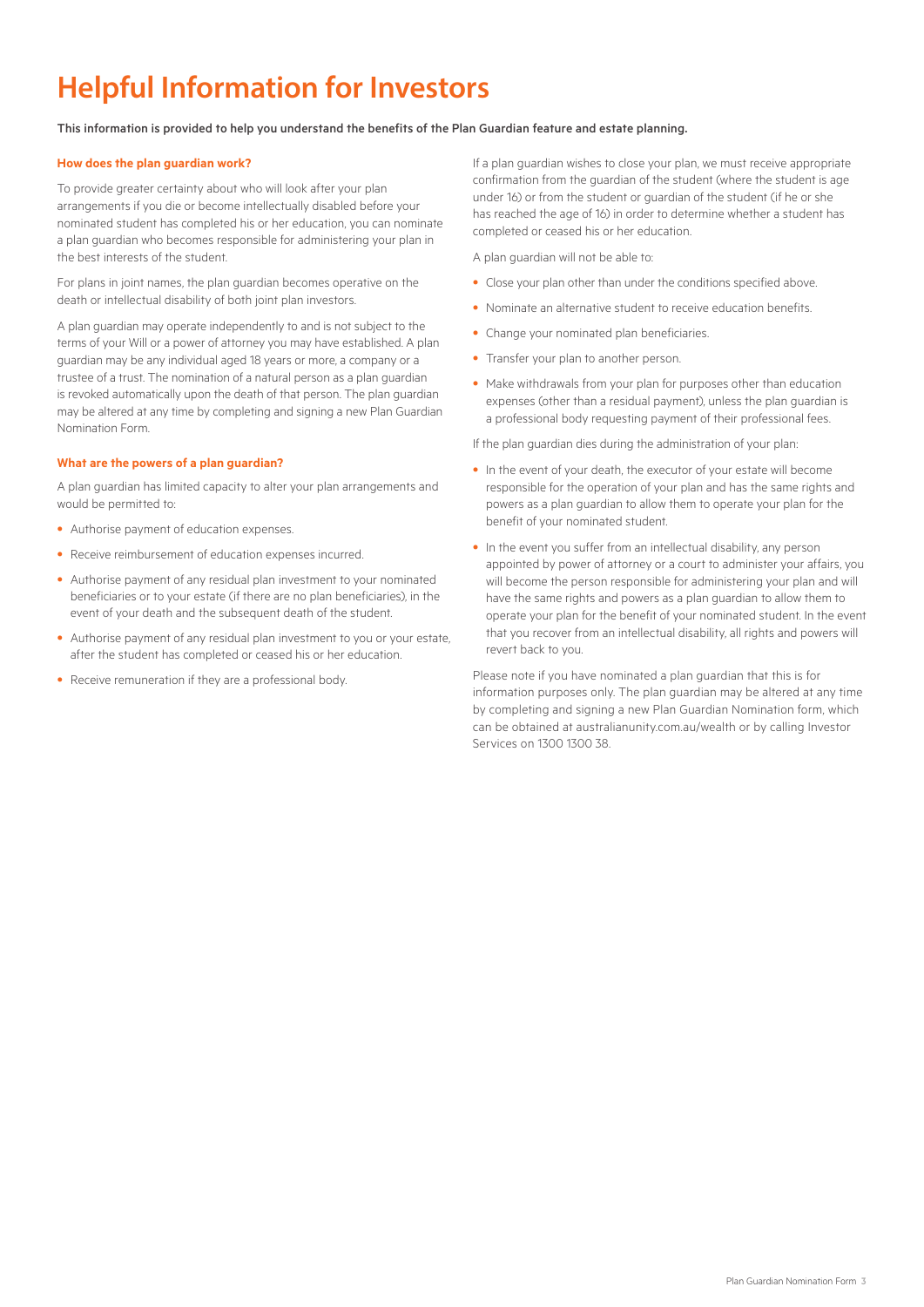# Helpful Information for Investors

**This information is provided to help you understand the benefits of the Plan Guardian feature and estate planning.**

### How does the plan guardian work?

To provide greater certainty about who will look after your plan arrangements if you die or become intellectually disabled before your nominated student has completed his or her education, you can nominate a plan guardian who becomes responsible for administering your plan in the best interests of the student.

For plans in joint names, the plan guardian becomes operative on the death or intellectual disability of both joint plan investors.

A plan guardian may operate independently to and is not subject to the terms of your Will or a power of attorney you may have established. A plan guardian may be any individual aged 18 years or more, a company or a trustee of a trust. The nomination of a natural person as a plan guardian is revoked automatically upon the death of that person. The plan guardian may be altered at any time by completing and signing a new Plan Guardian Nomination Form.

### What are the powers of a plan guardian?

A plan guardian has limited capacity to alter your plan arrangements and would be permitted to:

- Authorise payment of education expenses.
- Receive reimbursement of education expenses incurred.
- Authorise payment of any residual plan investment to your nominated beneficiaries or to your estate (if there are no plan beneficiaries), in the event of your death and the subsequent death of the student.
- Authorise payment of any residual plan investment to you or your estate, after the student has completed or ceased his or her education.
- Receive remuneration if they are a professional body.

If a plan guardian wishes to close your plan, we must receive appropriate confirmation from the guardian of the student (where the student is age under 16) or from the student or guardian of the student (if he or she has reached the age of 16) in order to determine whether a student has completed or ceased his or her education.

A plan guardian will not be able to:

- Close your plan other than under the conditions specified above.
- Nominate an alternative student to receive education benefits.
- Change your nominated plan beneficiaries.
- Transfer your plan to another person.
- Make withdrawals from your plan for purposes other than education expenses (other than a residual payment), unless the plan guardian is a professional body requesting payment of their professional fees.

If the plan guardian dies during the administration of your plan:

- In the event of your death, the executor of your estate will become responsible for the operation of your plan and has the same rights and powers as a plan guardian to allow them to operate your plan for the benefit of your nominated student.
- In the event you suffer from an intellectual disability, any person appointed by power of attorney or a court to administer your affairs, you will become the person responsible for administering your plan and will have the same rights and powers as a plan guardian to allow them to operate your plan for the benefit of your nominated student. In the event that you recover from an intellectual disability, all rights and powers will revert back to you.

Please note if you have nominated a plan guardian that this is for information purposes only. The plan guardian may be altered at any time by completing and signing a new Plan Guardian Nomination form, which can be obtained at australianunity.com.au/wealth or by calling Investor Services on 1300 1300 38.